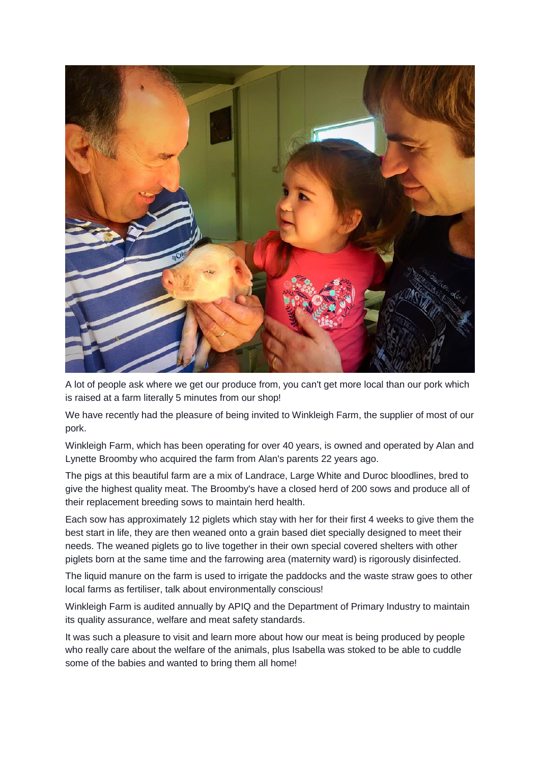A lot of people ask where we get our produce from, you can't get more local than our pork which is raised at a farm literally 5 minutes from our shop!

We have recently had the pleasure of being invited to Winkleigh Farm, the supplier of most of our pork.

Winkleigh Farm, which has been operating for over 40 years, is owned and operated by Alan and Lynette Broomby who acquired the farm from Alan's parents 22 years ago.

The pigs at this beautiful farm are a mix of Landrace, Large White and Duroc bloodlines, bred to give the highest quality meat. The Broomby's have a closed herd of 200 sows and produce all of their replacement breeding sows to maintain herd health.

Each sow has approximately 12 piglets which stay with her for their first 4 weeks to give them the best start in life, they are then weaned onto a grain based diet specially designed to meet their needs. The weaned piglets go to live together in their own special covered shelters with other piglets born at the same time and the farrowing area (maternity ward) is rigorously disinfected.

The liquid manure on the farm is used to irrigate the paddocks and the waste straw goes to other local farms as fertiliser, talk about environmentally conscious!

Winkleigh Farm is audited annually by APIQ and the Department of Primary Industry to maintain its quality assurance, welfare and meat safety standards.

It was such a pleasure to visit and learn more about how our meat is being produced by people who really care about the welfare of the animals, plus Isabella was stoked to be able to cuddle some of the babies and wanted to bring them all home!